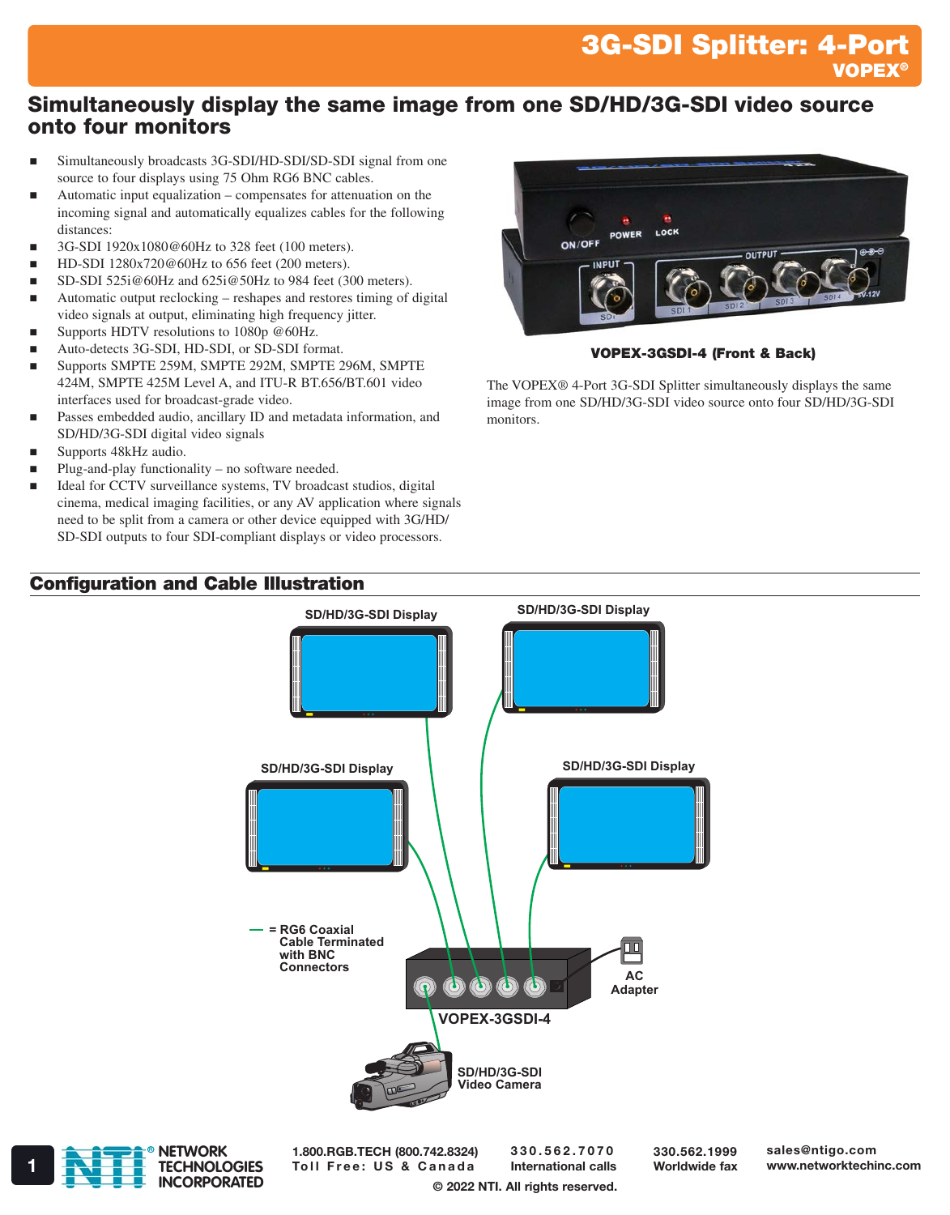# 3G-SDI Splitter: 4-Port

**VOPEX®**

## Simultaneously display the same image from one SD/HD/3G-SDI video source onto four monitors

- Simultaneously broadcasts 3G-SDI/HD-SDI/SD-SDI signal from one source to four displays using 75 Ohm RG6 BNC cables.
- Automatic input equalization – compensates for attenuation on the incoming signal and automatically equalizes cables for the following distances:
- 3G-SDI 1920x1080@60Hz to 328 feet (100 meters).
- HD-SDI 1280x720@60Hz to 656 feet (200 meters).
- SD-SDI 525i@60Hz and 625i@50Hz to 984 feet (300 meters).
- Automatic output reclocking – reshapes and restores timing of digital video signals at output, eliminating high frequency jitter.
- Supports HDTV resolutions to 1080p @60Hz.
- Auto-detects 3G-SDI, HD-SDI, or SD-SDI format.
- Supports SMPTE 259M, SMPTE 292M, SMPTE 296M, SMPTE 424M, SMPTE 425M Level A, and ITU-R BT.656/BT.601 video interfaces used for broadcast-grade video.
- Passes embedded audio, ancillary ID and metadata information, and SD/HD/3G-SDI digital video signals
- Supports 48kHz audio.
- Plug-and-play functionality – no software needed.
- Ideal for CCTV surveillance systems, TV broadcast studios, digital cinema, medical imaging facilities, or any AV application where signals need to be split from a camera or other device equipped with 3G/HD/SD-SDI outputs to four SDI-compliant displays or video processors.

**VOPEX-3GSDI-4 (Front & Back)**

The VOPEX® 4-Port 3G-SDI Splitter simultaneously displays the same image from one SD/HD/3G-SDI video source onto four SD/HD/3G-SDI monitors.

## Configuration and Cable Illustration

SD/HD/3G-SDI Display

SD/HD/3G-SDI Display

SD/HD/3G-SDI Display

SD/HD/3G-SDI Display

— = RG6 Coaxial Cable Terminated with BNC Connectors

AC Adapter

VOPEX-3GSDI-4

SD/HD/3G-SDI Video Camera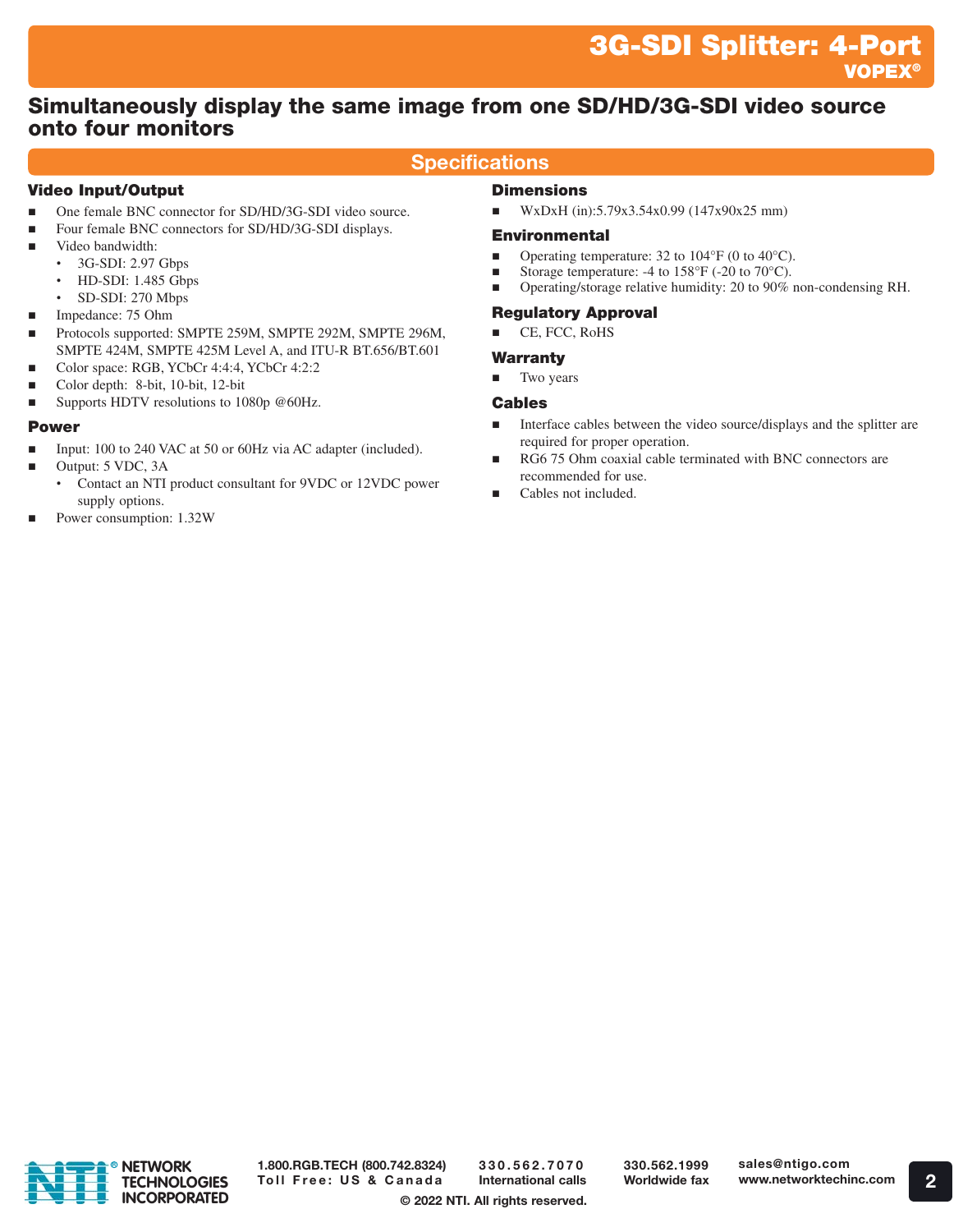# 3G-SDI Splitter: 4-Port

**VOPEX®**

## Simultaneously display the same image from one SD/HD/3G-SDI video source onto four monitors

## Specifications

### Video Input/Output

- One female BNC connector for SD/HD/3G-SDI video source.
- Four female BNC connectors for SD/HD/3G-SDI displays.
- Video bandwidth:
  - 3G-SDI: 2.97 Gbps
  - HD-SDI: 1.485 Gbps
  - SD-SDI: 270 Mbps
- Impedance: 75 Ohm
- Protocols supported: SMPTE 259M, SMPTE 292M, SMPTE 296M, SMPTE 424M, SMPTE 425M Level A, and ITU-R BT.656/BT.601
- Color space: RGB, YCbCr 4:4:4, YCbCr 4:2:2
- Color depth: 8-bit, 10-bit, 12-bit
- Supports HDTV resolutions to 1080p @60Hz.

### Power

- Input: 100 to 240 VAC at 50 or 60Hz via AC adapter (included).
- Output: 5 VDC, 3A
  - Contact an NTI product consultant for 9VDC or 12VDC power supply options.
- Power consumption: 1.32W

### Dimensions

- WxDxH (in):5.79x3.54x0.99 (147x90x25 mm)

### Environmental

- Operating temperature: 32 to 104°F (0 to 40°C).
- Storage temperature: -4 to 158°F (-20 to 70°C).
- Operating/storage relative humidity: 20 to 90% non-condensing RH.

### Regulatory Approval

- CE, FCC, RoHS

### Warranty

- Two years

### Cables

- Interface cables between the video source/displays and the splitter are required for proper operation.
- RG6 75 Ohm coaxial cable terminated with BNC connectors are recommended for use.
- Cables not included.

NTI® NETWORK TECHNOLOGIES INCORPORATED

1.800.RGB.TECH (800.742.8324) Toll Free: US & Canada | 330.562.7070 International calls | 330.562.1999 Worldwide fax | sales@ntigo.com www.networktechinc.com

© 2022 NTI. All rights reserved.